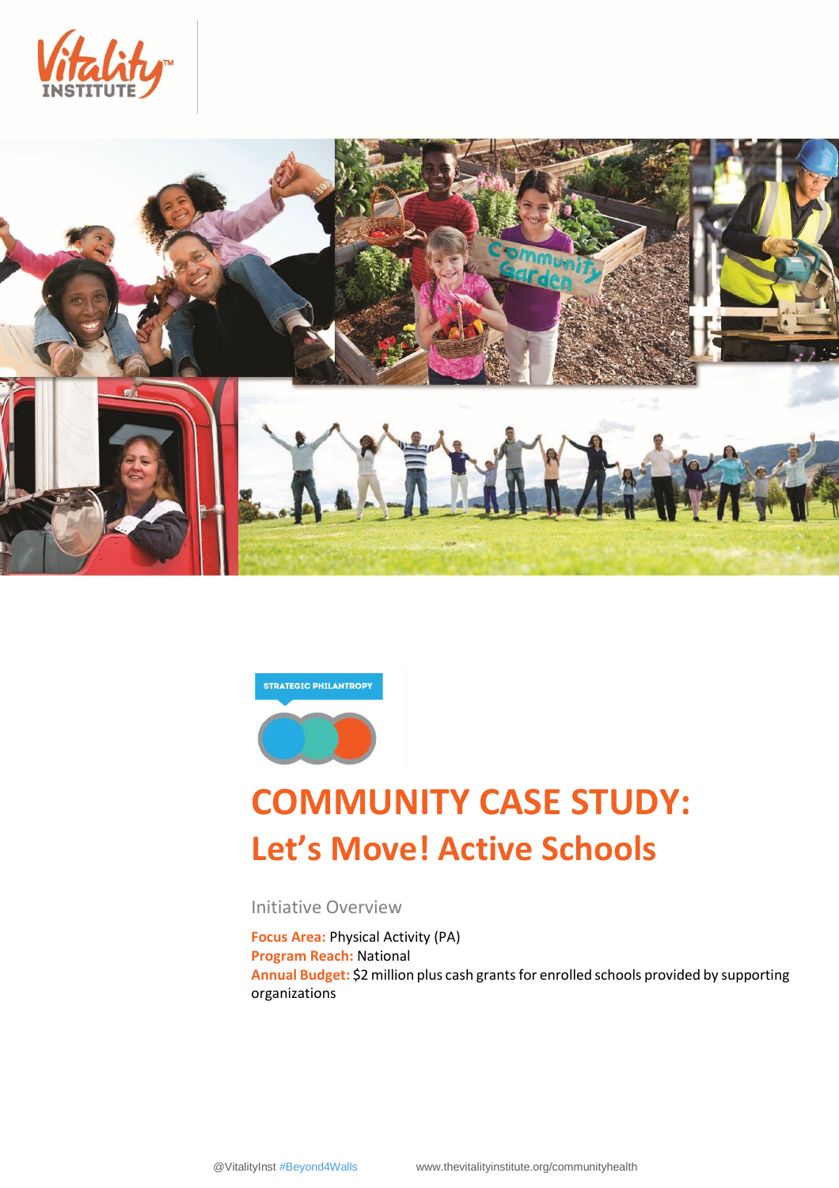STRATEGIC PHILANTROPY

# COMMUNITY CASE STUDY: Let's Move! Active Schools

## Initiative Overview

**Focus Area:** Physical Activity (PA)
**Program Reach:** National
**Annual Budget:** $2 million plus cash grants for enrolled schools provided by supporting organizations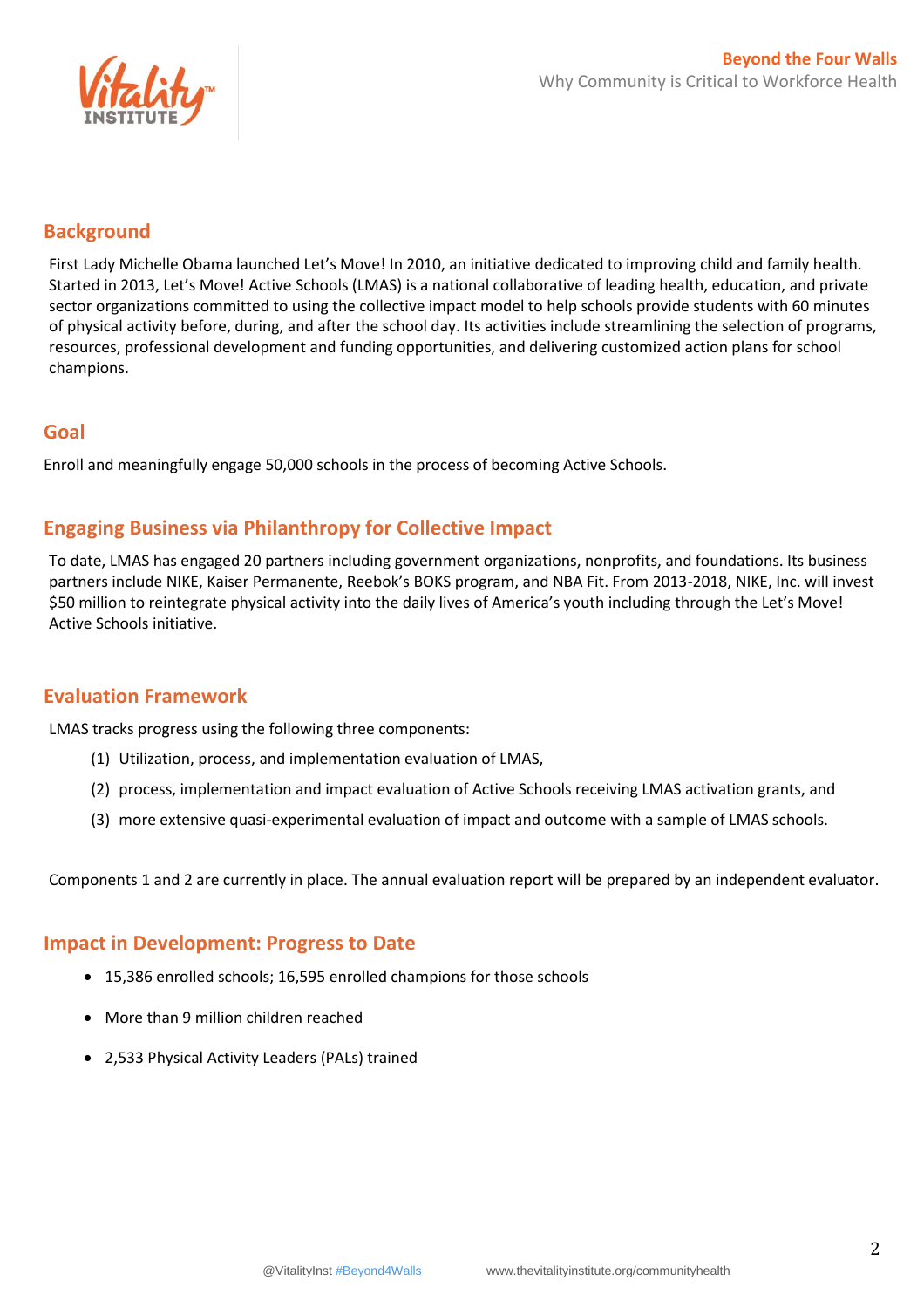## Background

First Lady Michelle Obama launched Let's Move! In 2010, an initiative dedicated to improving child and family health. Started in 2013, Let's Move! Active Schools (LMAS) is a national collaborative of leading health, education, and private sector organizations committed to using the collective impact model to help schools provide students with 60 minutes of physical activity before, during, and after the school day. Its activities include streamlining the selection of programs, resources, professional development and funding opportunities, and delivering customized action plans for school champions.

## Goal

Enroll and meaningfully engage 50,000 schools in the process of becoming Active Schools.

## Engaging Business via Philanthropy for Collective Impact

To date, LMAS has engaged 20 partners including government organizations, nonprofits, and foundations. Its business partners include NIKE, Kaiser Permanente, Reebok's BOKS program, and NBA Fit. From 2013-2018, NIKE, Inc. will invest $50 million to reintegrate physical activity into the daily lives of America's youth including through the Let's Move! Active Schools initiative.

## Evaluation Framework

LMAS tracks progress using the following three components:

(1) Utilization, process, and implementation evaluation of LMAS,

(2) process, implementation and impact evaluation of Active Schools receiving LMAS activation grants, and

(3) more extensive quasi-experimental evaluation of impact and outcome with a sample of LMAS schools.

Components 1 and 2 are currently in place. The annual evaluation report will be prepared by an independent evaluator.

## Impact in Development: Progress to Date

- 15,386 enrolled schools; 16,595 enrolled champions for those schools
- More than 9 million children reached
- 2,533 Physical Activity Leaders (PALs) trained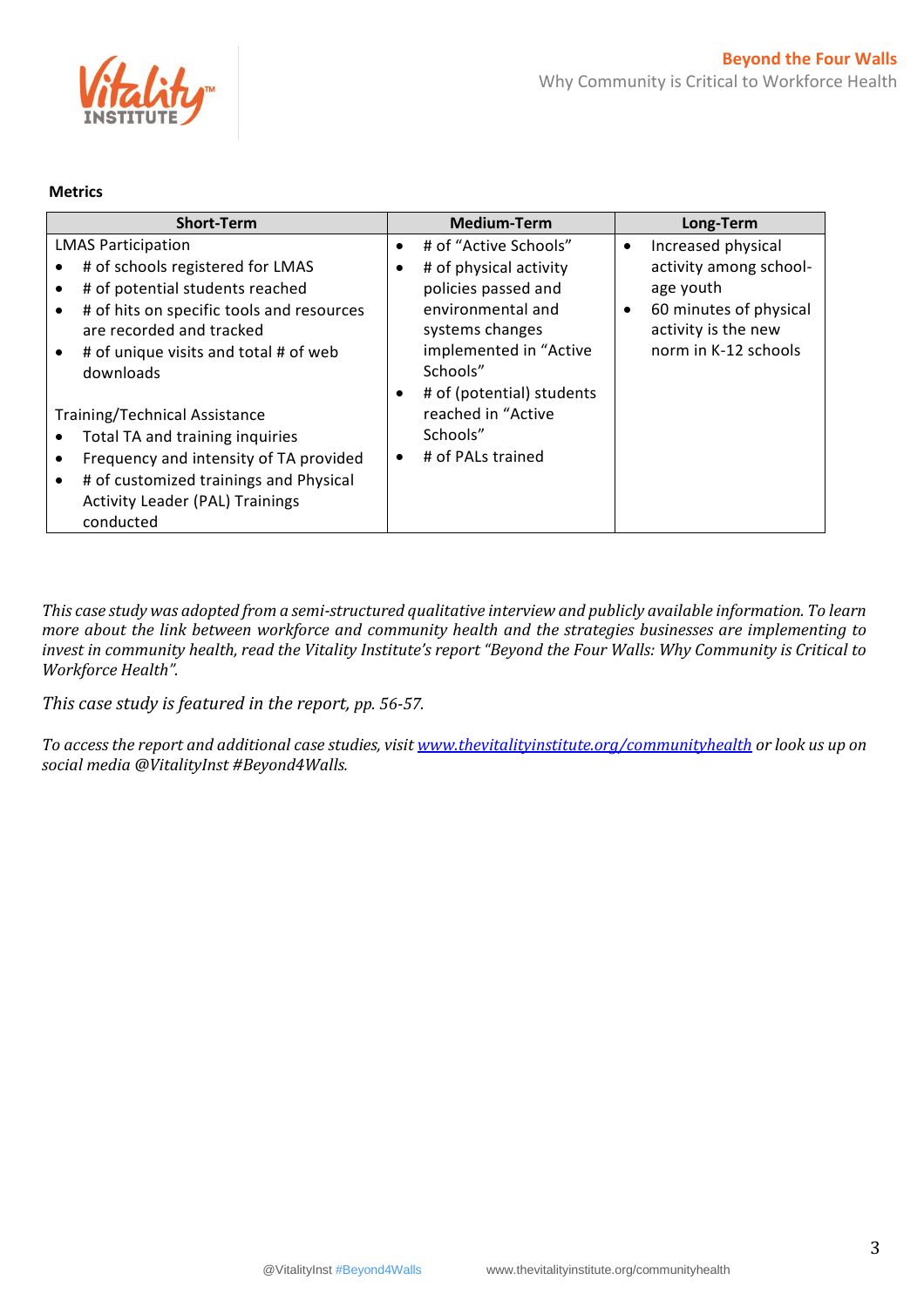**Metrics**

| Short-Term | Medium-Term | Long-Term |
|---|---|---|
| LMAS Participation<br>• # of schools registered for LMAS<br>• # of potential students reached<br>• # of hits on specific tools and resources are recorded and tracked<br>• # of unique visits and total # of web downloads<br><br>Training/Technical Assistance<br>• Total TA and training inquiries<br>• Frequency and intensity of TA provided<br>• # of customized trainings and Physical Activity Leader (PAL) Trainings conducted | • # of "Active Schools"<br>• # of physical activity policies passed and environmental and systems changes implemented in "Active Schools"<br>• # of (potential) students reached in "Active Schools"<br>• # of PALs trained | • Increased physical activity among school-age youth<br>• 60 minutes of physical activity is the new norm in K-12 schools |

*This case study was adopted from a semi-structured qualitative interview and publicly available information. To learn more about the link between workforce and community health and the strategies businesses are implementing to invest in community health, read the Vitality Institute's report "Beyond the Four Walls: Why Community is Critical to Workforce Health".*

*This case study is featured in the report, pp. 56-57.*

*To access the report and additional case studies, visit [www.thevitalityinstitute.org/communityhealth](www.thevitalityinstitute.org/communityhealth) or look us up on social media @VitalityInst #Beyond4Walls.*